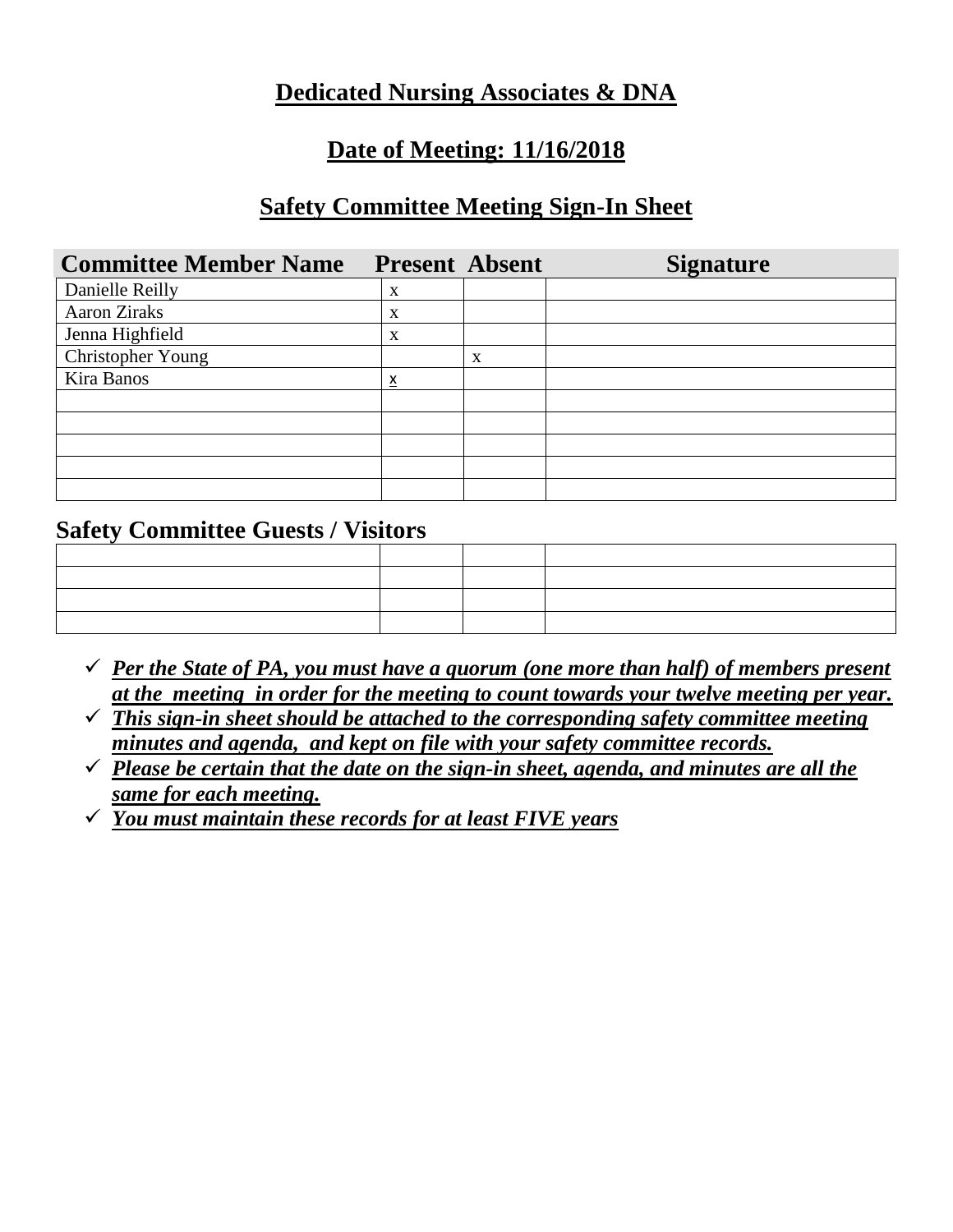# Dedicated Nursing Associates & DNA

## Date of Meeting: 11/16/2018

## Safety Committee Meeting Sign-In Sheet

| Committee Member Name | Present | Absent | Signature |
|---|---|---|---|
| Danielle Reilly | x | | |
| Aaron Ziraks | x | | |
| Jenna Highfield | x | | |
| Christopher Young | | x | |
| Kira Banos | x | | |
| | | | |
| | | | |
| | | | |
| | | | |
| | | | |

## Safety Committee Guests / Visitors

| | | | |
|---|---|---|---|
| | | | |
| | | | |
| | | | |
| | | | |

- ✓ ***Per the State of PA, you must have a quorum (one more than half) of members present at the meeting in order for the meeting to count towards your twelve meeting per year.***
- ✓ ***This sign-in sheet should be attached to the corresponding safety committee meeting minutes and agenda, and kept on file with your safety committee records.***
- ✓ ***Please be certain that the date on the sign-in sheet, agenda, and minutes are all the same for each meeting.***
- ✓ ***You must maintain these records for at least FIVE years***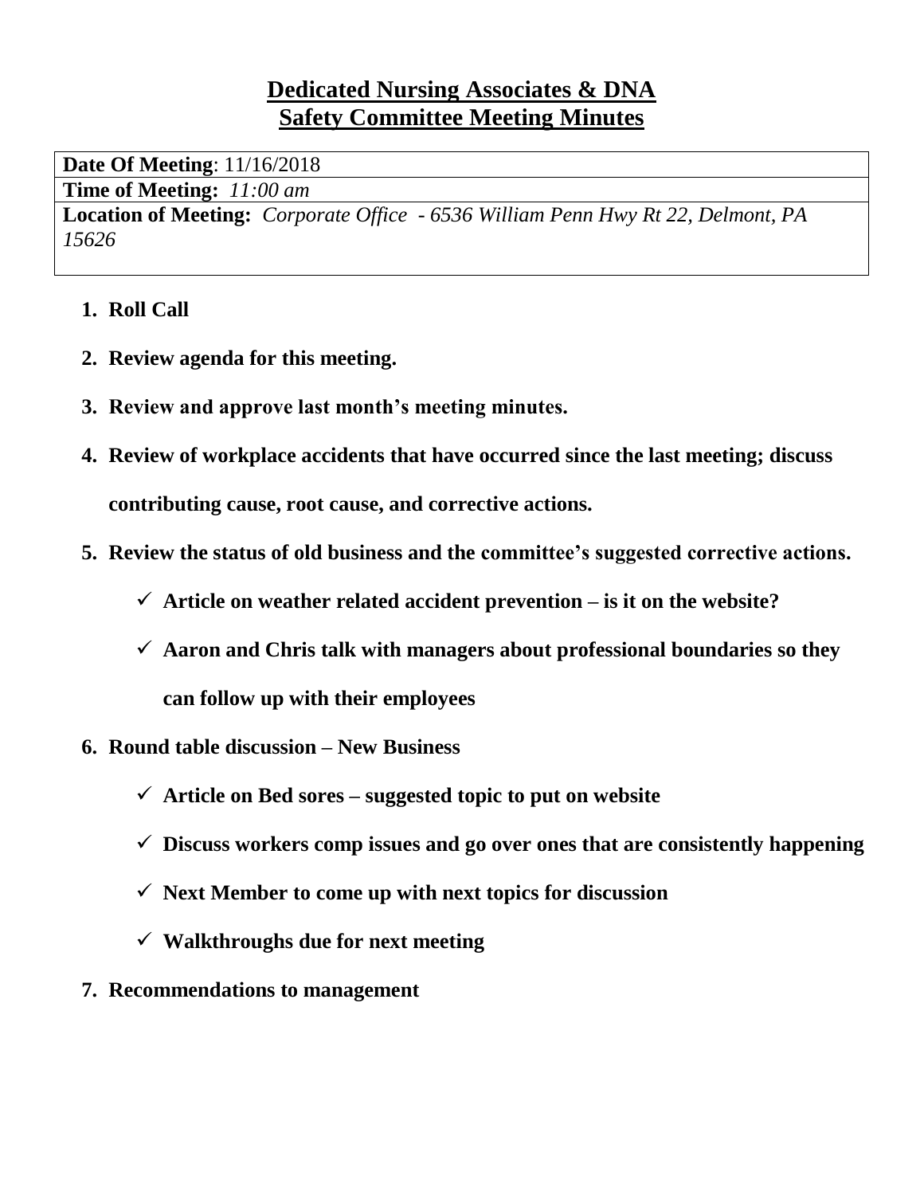# Dedicated Nursing Associates & DNA
# Safety Committee Meeting Minutes

| **Date Of Meeting**: 11/16/2018 |
|---|
| **Time of Meeting:** *11:00 am* |
| **Location of Meeting:** *Corporate Office - 6536 William Penn Hwy Rt 22, Delmont, PA 15626* |

1. **Roll Call**
2. **Review agenda for this meeting.**
3. **Review and approve last month's meeting minutes.**
4. **Review of workplace accidents that have occurred since the last meeting; discuss contributing cause, root cause, and corrective actions.**
5. **Review the status of old business and the committee's suggested corrective actions.**
   - ✓ **Article on weather related accident prevention – is it on the website?**
   - ✓ **Aaron and Chris talk with managers about professional boundaries so they can follow up with their employees**
6. **Round table discussion – New Business**
   - ✓ **Article on Bed sores – suggested topic to put on website**
   - ✓ **Discuss workers comp issues and go over ones that are consistently happening**
   - ✓ **Next Member to come up with next topics for discussion**
   - ✓ **Walkthroughs due for next meeting**
7. **Recommendations to management**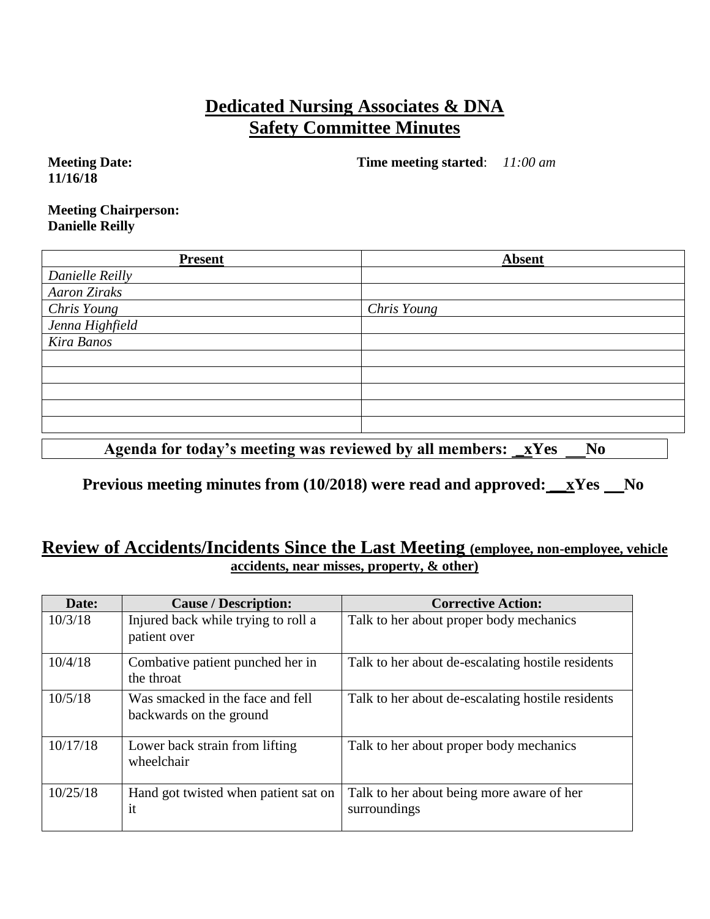# Dedicated Nursing Associates & DNA
# Safety Committee Minutes

**Meeting Date:** **11/16/18**

**Time meeting started**: *11:00 am*

**Meeting Chairperson:** **Danielle Reilly**

| Present | Absent |
|---|---|
| *Danielle Reilly* | |
| *Aaron Ziraks* | |
| *Chris Young* | *Chris Young* |
| *Jenna Highfield* | |
| *Kira Banos* | |
| | |
| | |
| | |
| | |
| | |

**Agenda for today's meeting was reviewed by all members: _xYes ___No**

**Previous meeting minutes from (10/2018) were read and approved: __xYes __No**

## Review of Accidents/Incidents Since the Last Meeting (employee, non-employee, vehicle accidents, near misses, property, & other)

| Date: | Cause / Description: | Corrective Action: |
|---|---|---|
| 10/3/18 | Injured back while trying to roll a patient over | Talk to her about proper body mechanics |
| 10/4/18 | Combative patient punched her in the throat | Talk to her about de-escalating hostile residents |
| 10/5/18 | Was smacked in the face and fell backwards on the ground | Talk to her about de-escalating hostile residents |
| 10/17/18 | Lower back strain from lifting wheelchair | Talk to her about proper body mechanics |
| 10/25/18 | Hand got twisted when patient sat on it | Talk to her about being more aware of her surroundings |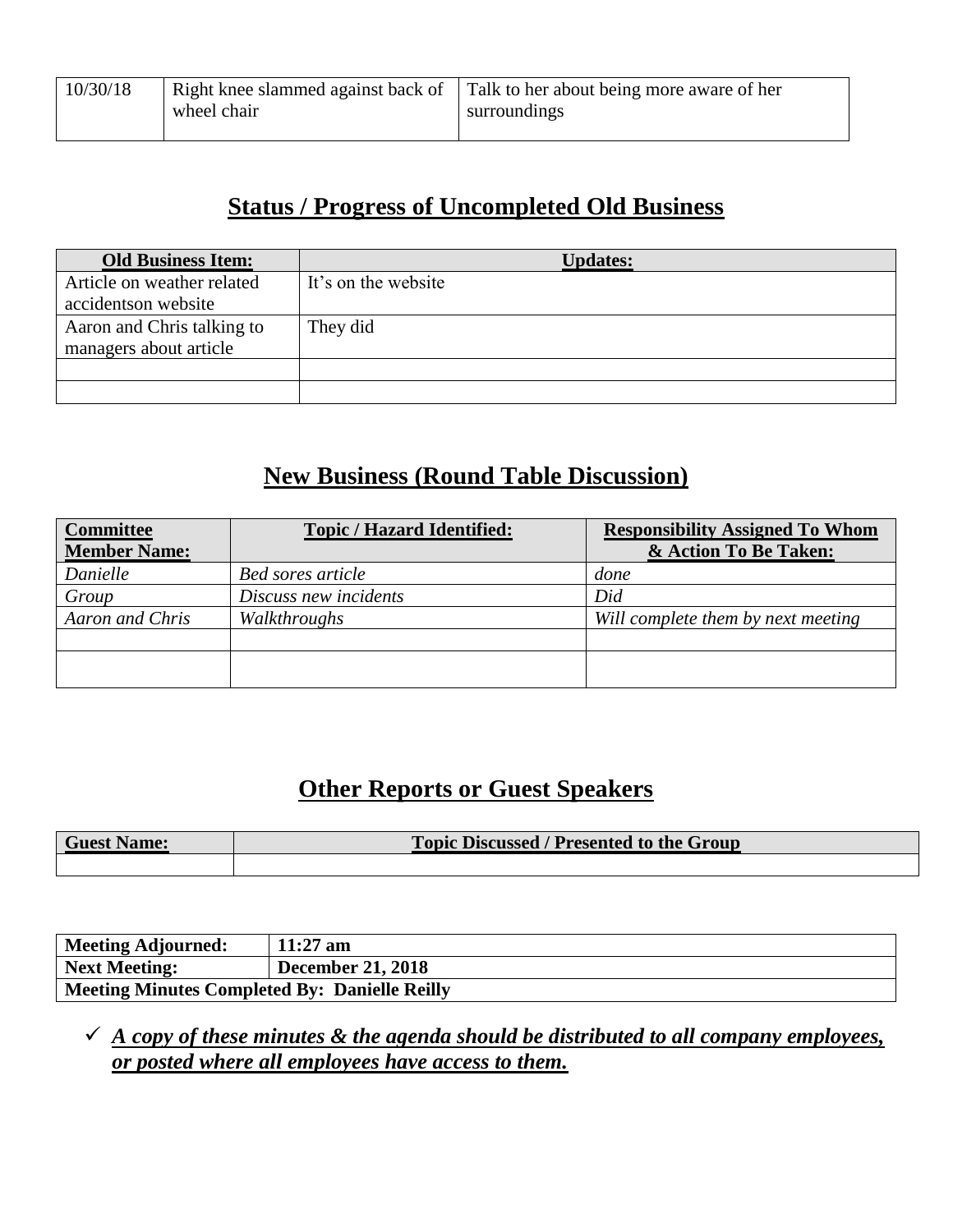| 10/30/18 | Right knee slammed against back of wheel chair | Talk to her about being more aware of her surroundings |
|---|---|---|

## Status / Progress of Uncompleted Old Business

| Old Business Item: | Updates: |
|---|---|
| Article on weather related accidentson website | It's on the website |
| Aaron and Chris talking to managers about article | They did |
| | |
| | |

## New Business (Round Table Discussion)

| Committee Member Name: | Topic / Hazard Identified: | Responsibility Assigned To Whom & Action To Be Taken: |
|---|---|---|
| *Danielle* | *Bed sores article* | *done* |
| *Group* | *Discuss new incidents* | *Did* |
| *Aaron and Chris* | *Walkthroughs* | *Will complete them by next meeting* |
| | | |
| | | |

## Other Reports or Guest Speakers

| Guest Name: | Topic Discussed / Presented to the Group |
|---|---|
| | |

| **Meeting Adjourned:** | **11:27 am** |
|---|---|
| **Next Meeting:** | **December 21, 2018** |
| **Meeting Minutes Completed By: Danielle Reilly** | |

- ✓ ***A copy of these minutes & the agenda should be distributed to all company employees, or posted where all employees have access to them.***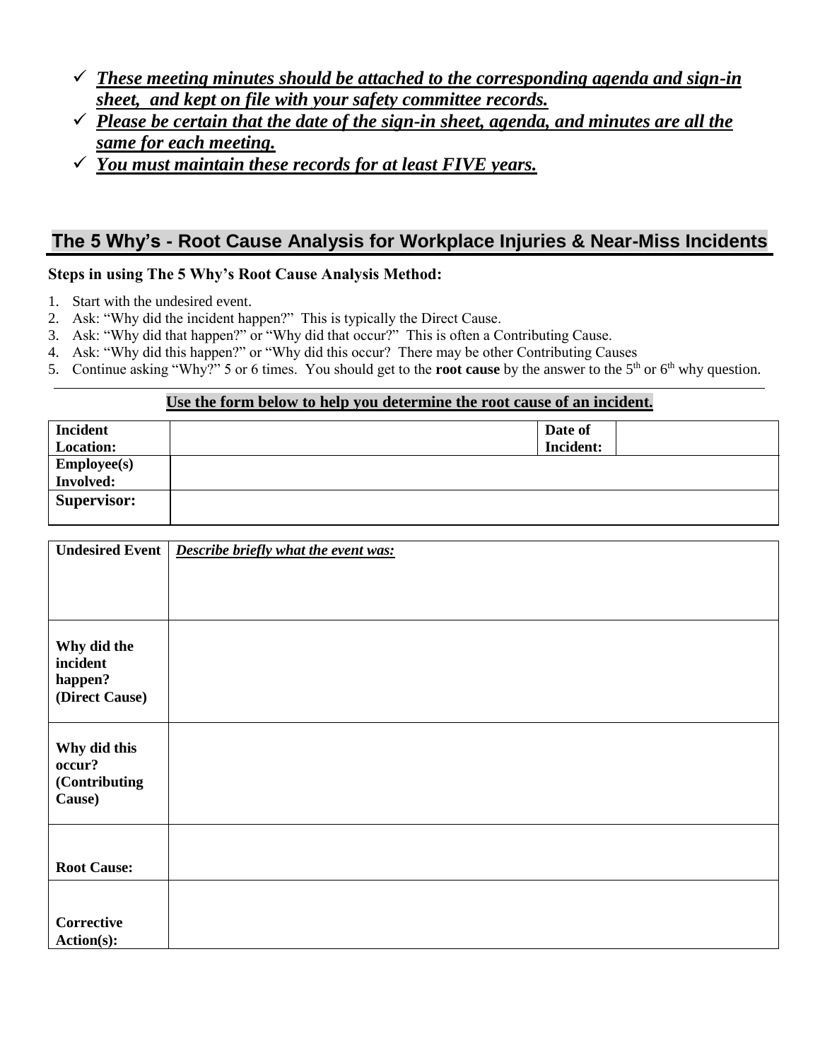- ✓ ***<u>These meeting minutes should be attached to the corresponding agenda and sign-in sheet, and kept on file with your safety committee records.</u>***
- ✓ ***<u>Please be certain that the date of the sign-in sheet, agenda, and minutes are all the same for each meeting.</u>***
- ✓ ***<u>You must maintain these records for at least FIVE years.</u>***

## The 5 Why's - Root Cause Analysis for Workplace Injuries & Near-Miss Incidents

**Steps in using The 5 Why's Root Cause Analysis Method:**

1. Start with the undesired event.
2. Ask: "Why did the incident happen?" This is typically the Direct Cause.
3. Ask: "Why did that happen?" or "Why did that occur?" This is often a Contributing Cause.
4. Ask: "Why did this happen?" or "Why did this occur? There may be other Contributing Causes
5. Continue asking "Why?" 5 or 6 times. You should get to the **root cause** by the answer to the 5th or 6th why question.

**<u>Use the form below to help you determine the root cause of an incident.</u>**

| | | | |
|---|---|---|---|
| **Incident Location:** | | **Date of Incident:** | |
| **Employee(s) Involved:** | | | |
| **Supervisor:** | | | |

| | |
|---|---|
| **Undesired Event** | ***<u>Describe briefly what the event was:</u>*** |
| **Why did the incident happen? (Direct Cause)** | |
| **Why did this occur? (Contributing Cause)** | |
| **Root Cause:** | |
| **Corrective Action(s):** | |